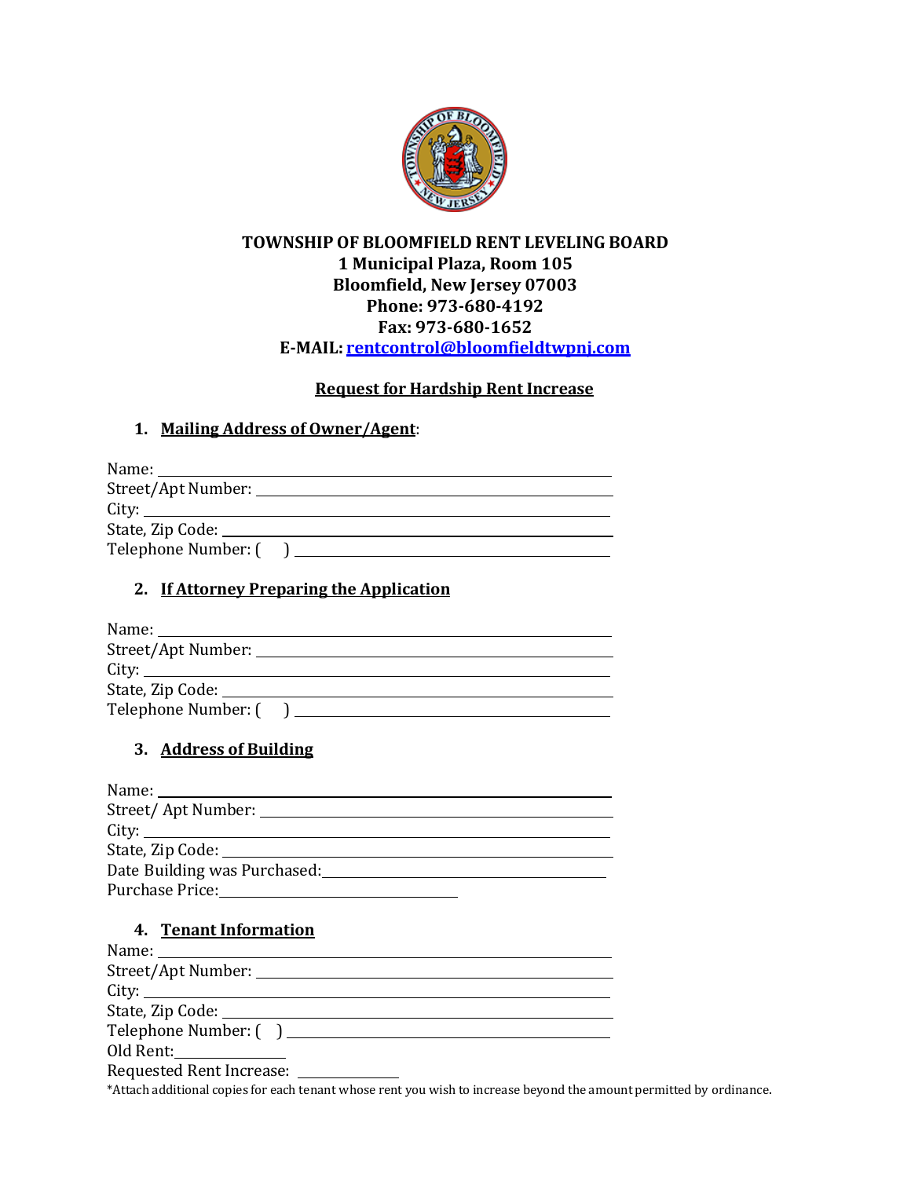**TOWNSHIP OF BLOOMFIELD RENT LEVELING BOARD**
**1 Municipal Plaza, Room 105**
**Bloomfield, New Jersey 07003**
**Phone: 973-680-4192**
**Fax: 973-680-1652**
**E-MAIL: rentcontrol@bloomfieldtwpnj.com**

## Request for Hardship Rent Increase

### 1. Mailing Address of Owner/Agent:

Name: ______________________________________________

Street/Apt Number: ______________________________________

City: _______________________________________________

State, Zip Code: ________________________________________

Telephone Number: ( ) __________________________________

### 2. If Attorney Preparing the Application

Name: ______________________________________________

Street/Apt Number: ______________________________________

City: _______________________________________________

State, Zip Code: ________________________________________

Telephone Number: ( ) __________________________________

### 3. Address of Building

Name: ______________________________________________

Street/ Apt Number: ______________________________________

City: _______________________________________________

State, Zip Code: ________________________________________

Date Building was Purchased: ______________________________

Purchase Price: ________________________

### 4. Tenant Information

Name: ______________________________________________

Street/Apt Number: ______________________________________

City: _______________________________________________

State, Zip Code: ________________________________________

Telephone Number: ( ) __________________________________

Old Rent: ____________

Requested Rent Increase: ____________

*Attach additional copies for each tenant whose rent you wish to increase beyond the amount permitted by ordinance.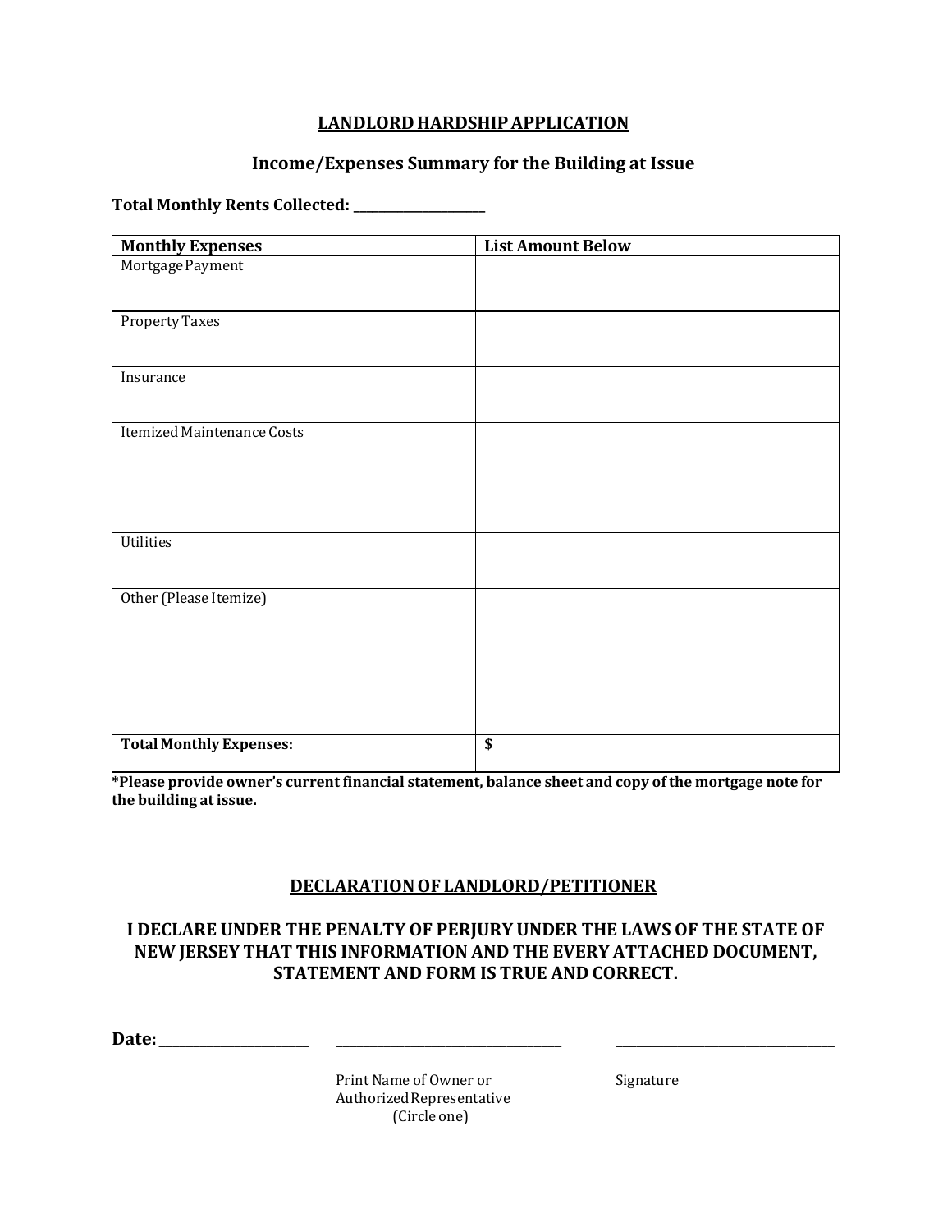## LANDLORD HARDSHIP APPLICATION

### Income/Expenses Summary for the Building at Issue

**Total Monthly Rents Collected: ____________________**

| Monthly Expenses | List Amount Below |
|---|---|
| Mortgage Payment | |
| Property Taxes | |
| Insurance | |
| Itemized Maintenance Costs | |
| Utilities | |
| Other (Please Itemize) | |
| **Total Monthly Expenses:** | **$** |

***Please provide owner's current financial statement, balance sheet and copy of the mortgage note for the building at issue.**

## DECLARATION OF LANDLORD/PETITIONER

**I DECLARE UNDER THE PENALTY OF PERJURY UNDER THE LAWS OF THE STATE OF NEW JERSEY THAT THIS INFORMATION AND THE EVERY ATTACHED DOCUMENT, STATEMENT AND FORM IS TRUE AND CORRECT.**

**Date:** ____________________ ________________________________ ________________________________

Print Name of Owner or Authorized Representative (Circle one)

Signature